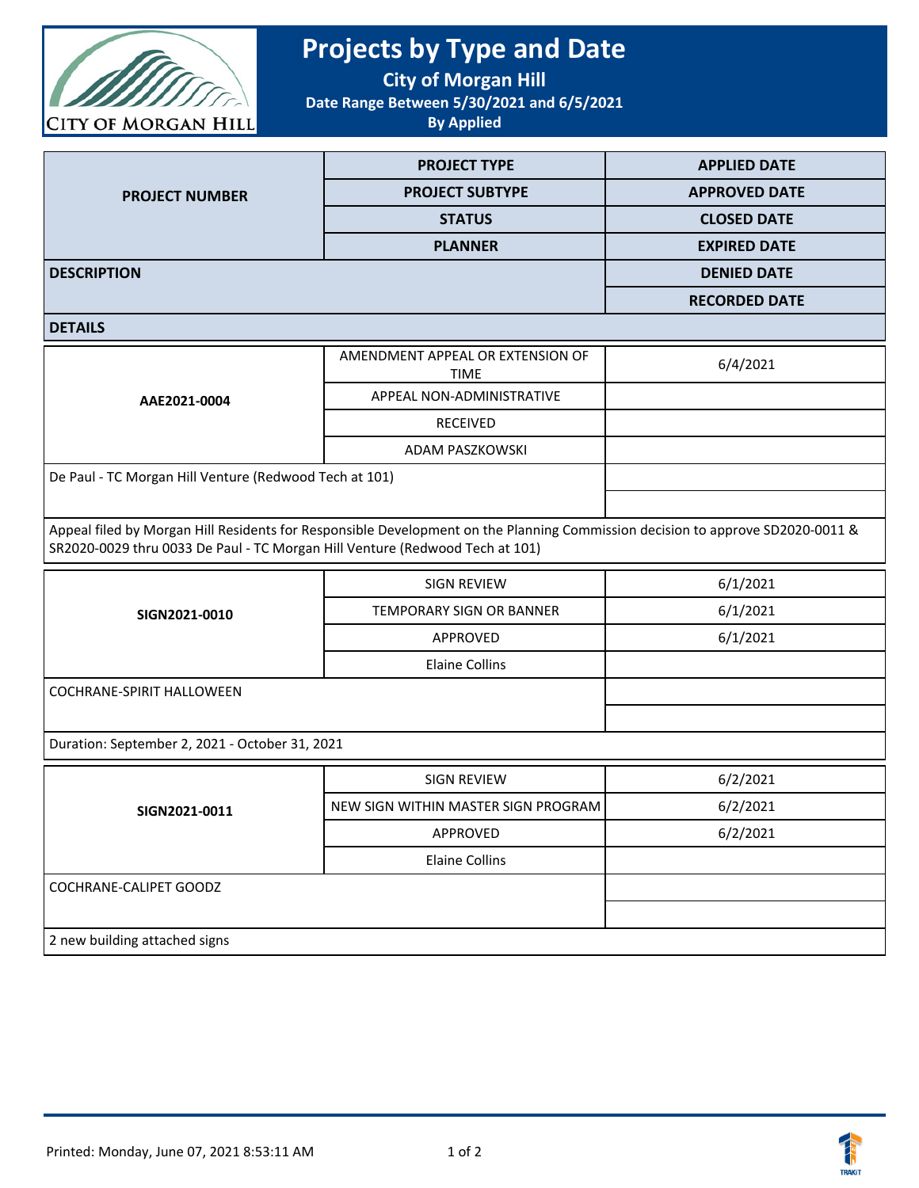# Projects by Type and Date

**City of Morgan Hill**

**Date Range Between 5/30/2021 and 6/5/2021**

**By Applied**

| PROJECT NUMBER | PROJECT TYPE | APPLIED DATE |
|---|---|---|
| | PROJECT SUBTYPE | APPROVED DATE |
| | STATUS | CLOSED DATE |
| | PLANNER | EXPIRED DATE |
| DESCRIPTION | | DENIED DATE |
| | | RECORDED DATE |
| DETAILS | | |

| PROJECT NUMBER | PROJECT TYPE / SUBTYPE / STATUS / PLANNER | DATES |
|---|---|---|
| AAE2021-0004 | AMENDMENT APPEAL OR EXTENSION OF TIME | 6/4/2021 |
| | APPEAL NON-ADMINISTRATIVE | |
| | RECEIVED | |
| | ADAM PASZKOWSKI | |
| De Paul - TC Morgan Hill Venture (Redwood Tech at 101) | | |
| | | |
| Appeal filed by Morgan Hill Residents for Responsible Development on the Planning Commission decision to approve SD2020-0011 & SR2020-0029 thru 0033 De Paul - TC Morgan Hill Venture (Redwood Tech at 101) | | |
| SIGN2021-0010 | SIGN REVIEW | 6/1/2021 |
| | TEMPORARY SIGN OR BANNER | 6/1/2021 |
| | APPROVED | 6/1/2021 |
| | Elaine Collins | |
| COCHRANE-SPIRIT HALLOWEEN | | |
| | | |
| Duration: September 2, 2021 - October 31, 2021 | | |
| SIGN2021-0011 | SIGN REVIEW | 6/2/2021 |
| | NEW SIGN WITHIN MASTER SIGN PROGRAM | 6/2/2021 |
| | APPROVED | 6/2/2021 |
| | Elaine Collins | |
| COCHRANE-CALIPET GOODZ | | |
| | | |
| 2 new building attached signs | | |

Printed: Monday, June 07, 2021 8:53:11 AM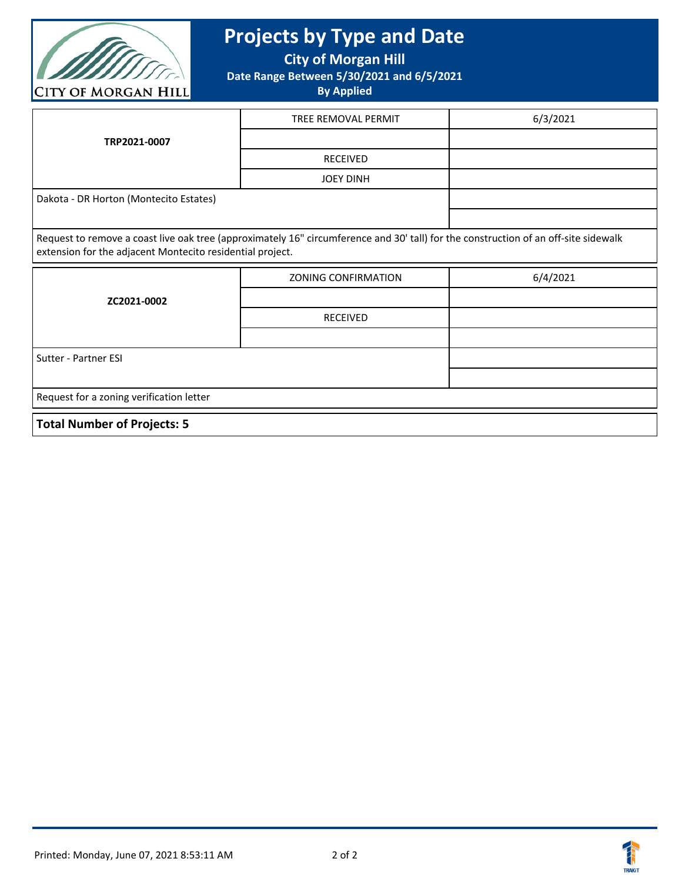# Projects by Type and Date

**City of Morgan Hill**

**Date Range Between 5/30/2021 and 6/5/2021**

**By Applied**

| | | |
|---|---|---|
| **TRP2021-0007** | TREE REMOVAL PERMIT | 6/3/2021 |
| | | |
| | RECEIVED | |
| | JOEY DINH | |
| Dakota - DR Horton (Montecito Estates) | | |
| | | |
| Request to remove a coast live oak tree (approximately 16" circumference and 30' tall) for the construction of an off-site sidewalk extension for the adjacent Montecito residential project. | | |

| | | |
|---|---|---|
| **ZC2021-0002** | ZONING CONFIRMATION | 6/4/2021 |
| | | |
| | RECEIVED | |
| | | |
| Sutter - Partner ESI | | |
| | | |
| Request for a zoning verification letter | | |

**Total Number of Projects: 5**

Printed: Monday, June 07, 2021 8:53:11 AM